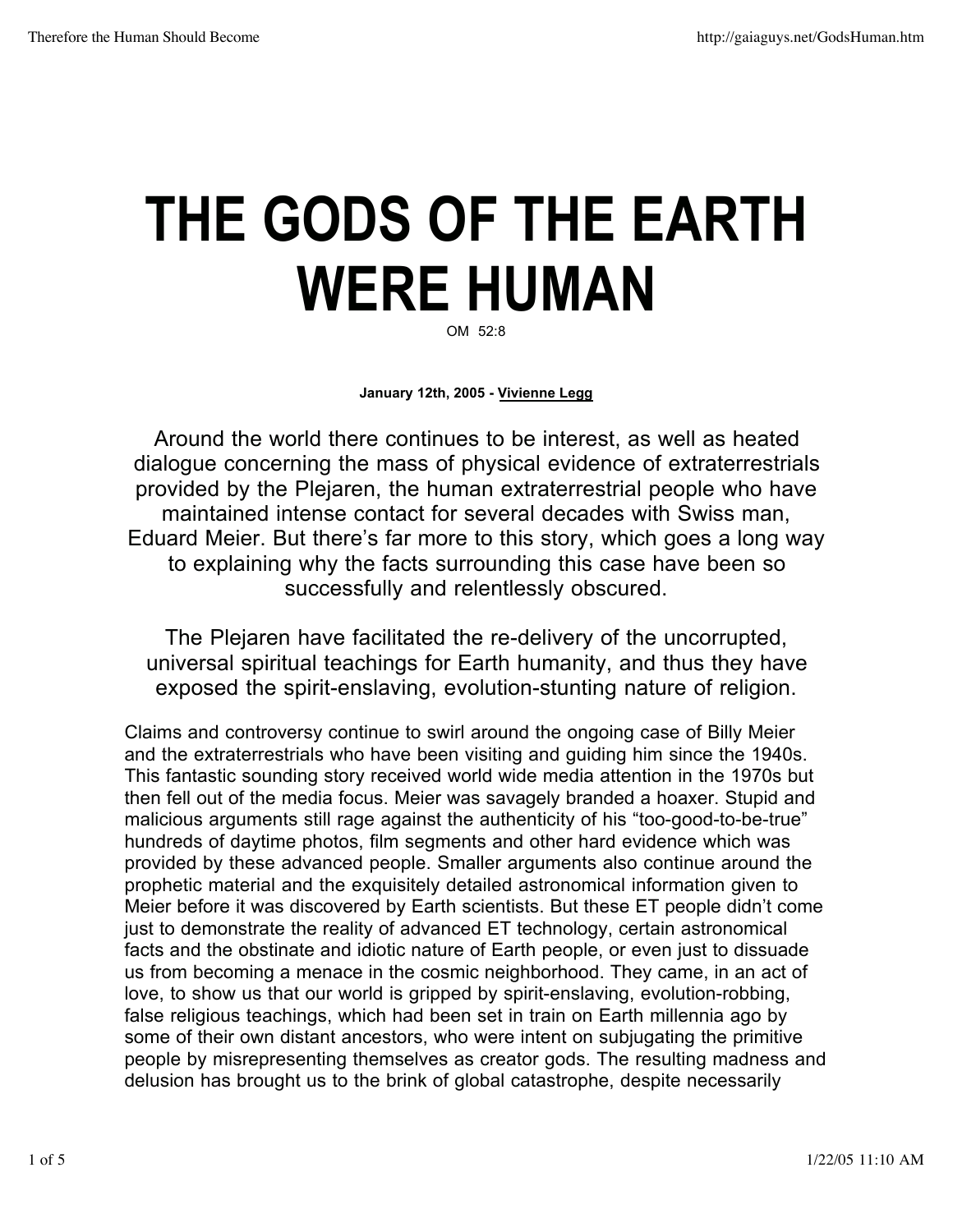# THE GODS OF THE EARTH WERE HUMAN

OM 52:8

**January 12th, 2005 - Vivienne Legg**

Around the world there continues to be interest, as well as heated dialogue concerning the mass of physical evidence of extraterrestrials provided by the Plejaren, the human extraterrestrial people who have maintained intense contact for several decades with Swiss man, Eduard Meier. But there's far more to this story, which goes a long way to explaining why the facts surrounding this case have been so successfully and relentlessly obscured.

The Plejaren have facilitated the re-delivery of the uncorrupted, universal spiritual teachings for Earth humanity, and thus they have exposed the spirit-enslaving, evolution-stunting nature of religion.

Claims and controversy continue to swirl around the ongoing case of Billy Meier and the extraterrestrials who have been visiting and guiding him since the 1940s. This fantastic sounding story received world wide media attention in the 1970s but then fell out of the media focus. Meier was savagely branded a hoaxer. Stupid and malicious arguments still rage against the authenticity of his "too-good-to-be-true" hundreds of daytime photos, film segments and other hard evidence which was provided by these advanced people. Smaller arguments also continue around the prophetic material and the exquisitely detailed astronomical information given to Meier before it was discovered by Earth scientists. But these ET people didn't come just to demonstrate the reality of advanced ET technology, certain astronomical facts and the obstinate and idiotic nature of Earth people, or even just to dissuade us from becoming a menace in the cosmic neighborhood. They came, in an act of love, to show us that our world is gripped by spirit-enslaving, evolution-robbing, false religious teachings, which had been set in train on Earth millennia ago by some of their own distant ancestors, who were intent on subjugating the primitive people by misrepresenting themselves as creator gods. The resulting madness and delusion has brought us to the brink of global catastrophe, despite necessarily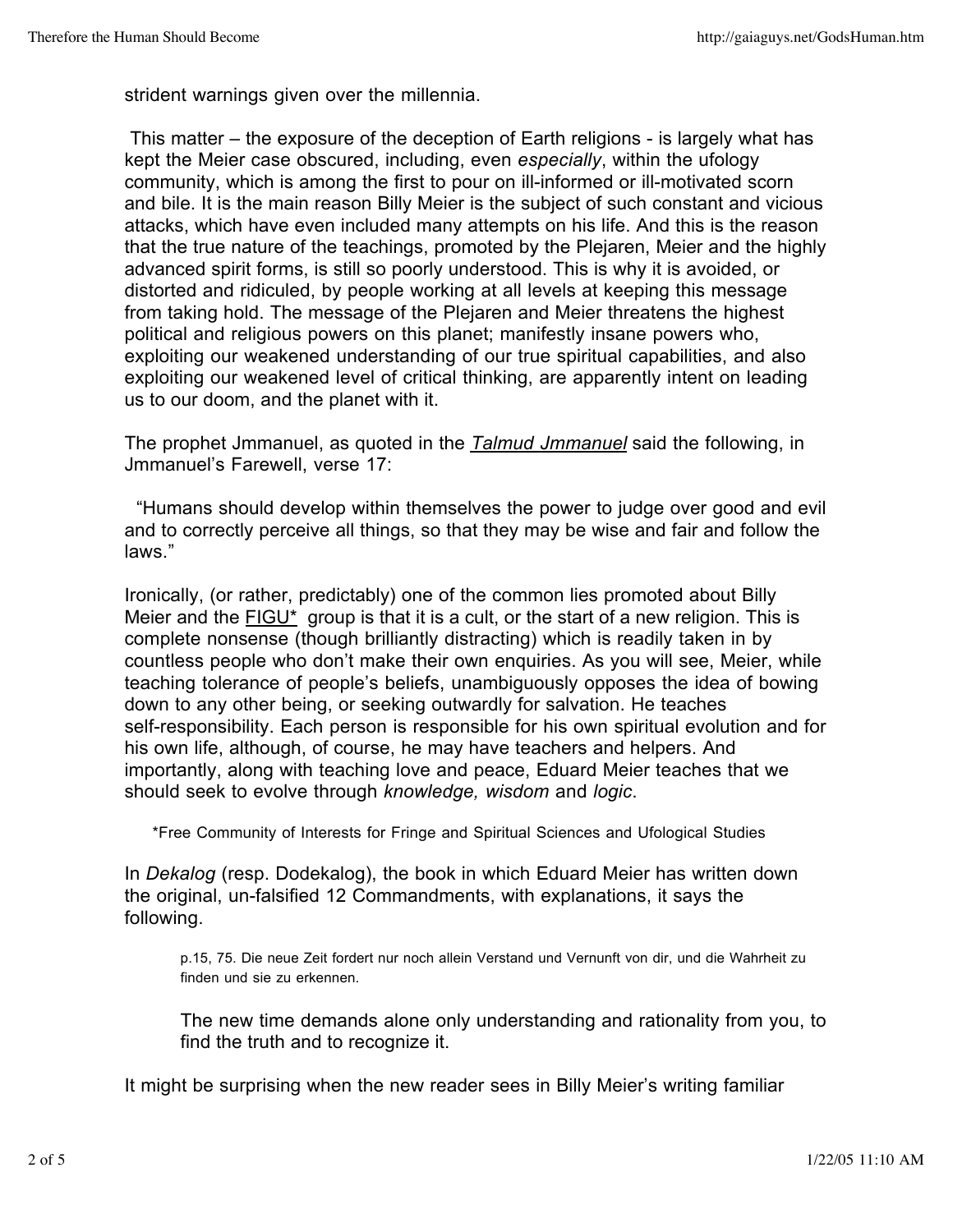strident warnings given over the millennia.

This matter – the exposure of the deception of Earth religions - is largely what has kept the Meier case obscured, including, even *especially*, within the ufology community, which is among the first to pour on ill-informed or ill-motivated scorn and bile. It is the main reason Billy Meier is the subject of such constant and vicious attacks, which have even included many attempts on his life. And this is the reason that the true nature of the teachings, promoted by the Plejaren, Meier and the highly advanced spirit forms, is still so poorly understood. This is why it is avoided, or distorted and ridiculed, by people working at all levels at keeping this message from taking hold. The message of the Plejaren and Meier threatens the highest political and religious powers on this planet; manifestly insane powers who, exploiting our weakened understanding of our true spiritual capabilities, and also exploiting our weakened level of critical thinking, are apparently intent on leading us to our doom, and the planet with it.

The prophet Jmmanuel, as quoted in the *Talmud Jmmanuel* said the following, in Jmmanuel's Farewell, verse 17:

"Humans should develop within themselves the power to judge over good and evil and to correctly perceive all things, so that they may be wise and fair and follow the laws."

Ironically, (or rather, predictably) one of the common lies promoted about Billy Meier and the FIGU* group is that it is a cult, or the start of a new religion. This is complete nonsense (though brilliantly distracting) which is readily taken in by countless people who don't make their own enquiries. As you will see, Meier, while teaching tolerance of people's beliefs, unambiguously opposes the idea of bowing down to any other being, or seeking outwardly for salvation. He teaches self-responsibility. Each person is responsible for his own spiritual evolution and for his own life, although, of course, he may have teachers and helpers. And importantly, along with teaching love and peace, Eduard Meier teaches that we should seek to evolve through *knowledge, wisdom* and *logic*.

*Free Community of Interests for Fringe and Spiritual Sciences and Ufological Studies

In *Dekalog* (resp. Dodekalog), the book in which Eduard Meier has written down the original, un-falsified 12 Commandments, with explanations, it says the following.

> p.15, 75. Die neue Zeit fordert nur noch allein Verstand und Vernunft von dir, und die Wahrheit zu finden und sie zu erkennen.
>
> The new time demands alone only understanding and rationality from you, to find the truth and to recognize it.

It might be surprising when the new reader sees in Billy Meier's writing familiar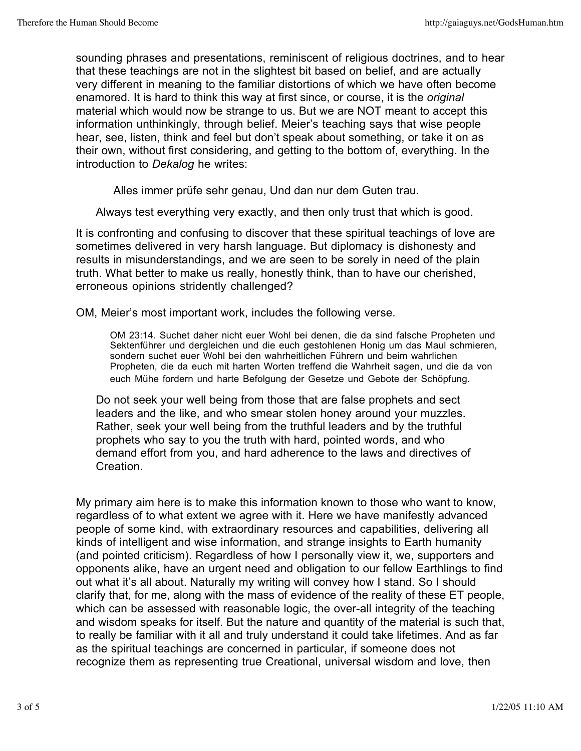sounding phrases and presentations, reminiscent of religious doctrines, and to hear that these teachings are not in the slightest bit based on belief, and are actually very different in meaning to the familiar distortions of which we have often become enamored. It is hard to think this way at first since, or course, it is the *original* material which would now be strange to us. But we are NOT meant to accept this information unthinkingly, through belief. Meier's teaching says that wise people hear, see, listen, think and feel but don't speak about something, or take it on as their own, without first considering, and getting to the bottom of, everything. In the introduction to *Dekalog* he writes:

> Alles immer prüfe sehr genau, Und dan nur dem Guten trau.
>
> Always test everything very exactly, and then only trust that which is good.

It is confronting and confusing to discover that these spiritual teachings of love are sometimes delivered in very harsh language. But diplomacy is dishonesty and results in misunderstandings, and we are seen to be sorely in need of the plain truth. What better to make us really, honestly think, than to have our cherished, erroneous opinions stridently challenged?

OM, Meier's most important work, includes the following verse.

> OM 23:14. Suchet daher nicht euer Wohl bei denen, die da sind falsche Propheten und Sektenführer und dergleichen und die euch gestohlenen Honig um das Maul schmieren, sondern suchet euer Wohl bei den wahrheitlichen Führern und beim wahrlichen Propheten, die da euch mit harten Worten treffend die Wahrheit sagen, und die da von euch Mühe fordern und harte Befolgung der Gesetze und Gebote der Schöpfung.
>
> Do not seek your well being from those that are false prophets and sect leaders and the like, and who smear stolen honey around your muzzles. Rather, seek your well being from the truthful leaders and by the truthful prophets who say to you the truth with hard, pointed words, and who demand effort from you, and hard adherence to the laws and directives of Creation.

My primary aim here is to make this information known to those who want to know, regardless of to what extent we agree with it. Here we have manifestly advanced people of some kind, with extraordinary resources and capabilities, delivering all kinds of intelligent and wise information, and strange insights to Earth humanity (and pointed criticism). Regardless of how I personally view it, we, supporters and opponents alike, have an urgent need and obligation to our fellow Earthlings to find out what it's all about. Naturally my writing will convey how I stand. So I should clarify that, for me, along with the mass of evidence of the reality of these ET people, which can be assessed with reasonable logic, the over-all integrity of the teaching and wisdom speaks for itself. But the nature and quantity of the material is such that, to really be familiar with it all and truly understand it could take lifetimes. And as far as the spiritual teachings are concerned in particular, if someone does not recognize them as representing true Creational, universal wisdom and love, then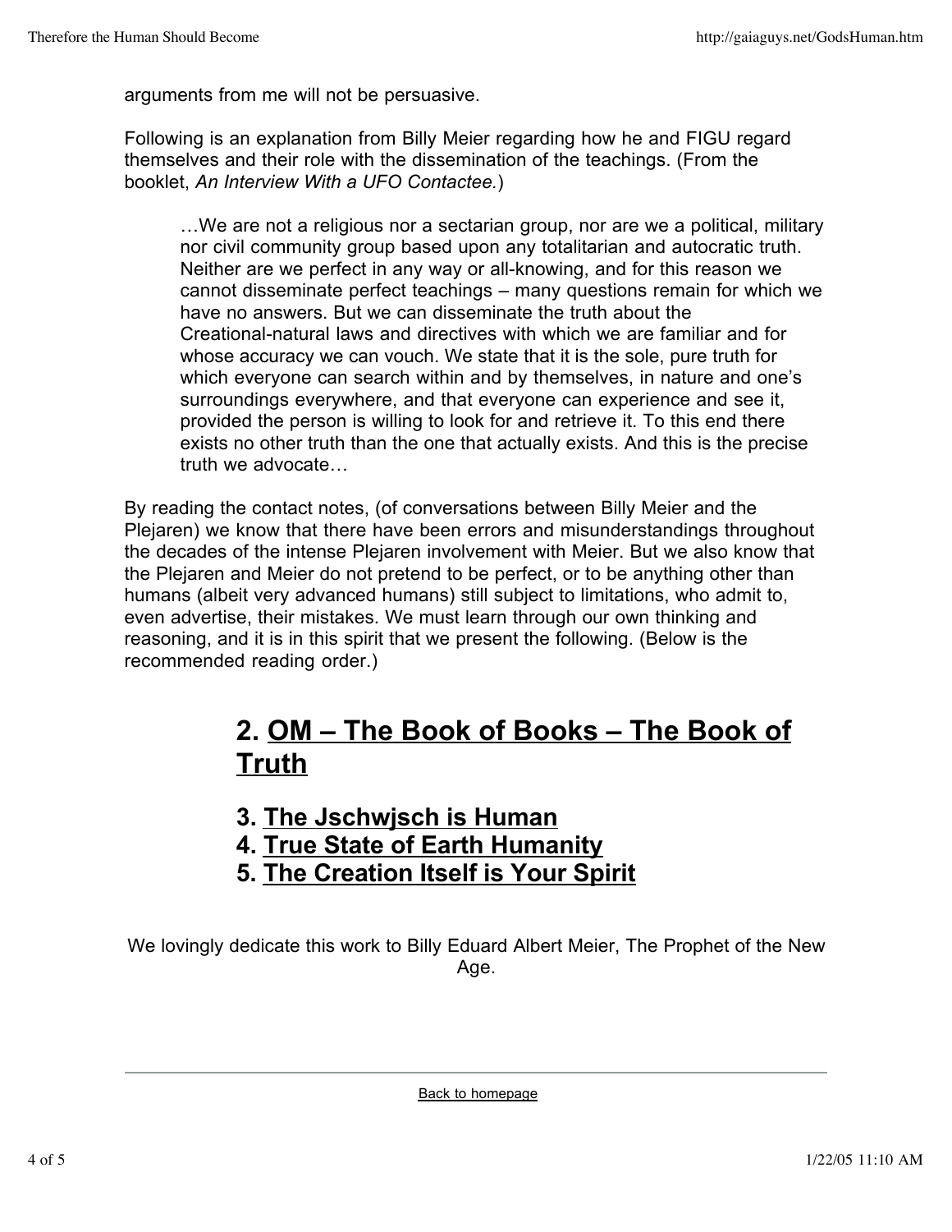arguments from me will not be persuasive.

Following is an explanation from Billy Meier regarding how he and FIGU regard themselves and their role with the dissemination of the teachings. (From the booklet, *An Interview With a UFO Contactee.*)

> …We are not a religious nor a sectarian group, nor are we a political, military nor civil community group based upon any totalitarian and autocratic truth. Neither are we perfect in any way or all-knowing, and for this reason we cannot disseminate perfect teachings – many questions remain for which we have no answers. But we can disseminate the truth about the Creational-natural laws and directives with which we are familiar and for whose accuracy we can vouch. We state that it is the sole, pure truth for which everyone can search within and by themselves, in nature and one's surroundings everywhere, and that everyone can experience and see it, provided the person is willing to look for and retrieve it. To this end there exists no other truth than the one that actually exists. And this is the precise truth we advocate…

By reading the contact notes, (of conversations between Billy Meier and the Plejaren) we know that there have been errors and misunderstandings throughout the decades of the intense Plejaren involvement with Meier. But we also know that the Plejaren and Meier do not pretend to be perfect, or to be anything other than humans (albeit very advanced humans) still subject to limitations, who admit to, even advertise, their mistakes. We must learn through our own thinking and reasoning, and it is in this spirit that we present the following. (Below is the recommended reading order.)

## 2. OM – The Book of Books – The Book of Truth

### 3. The Jschwjsch is Human
### 4. True State of Earth Humanity
### 5. The Creation Itself is Your Spirit

We lovingly dedicate this work to Billy Eduard Albert Meier, The Prophet of the New Age.

---

Back to homepage